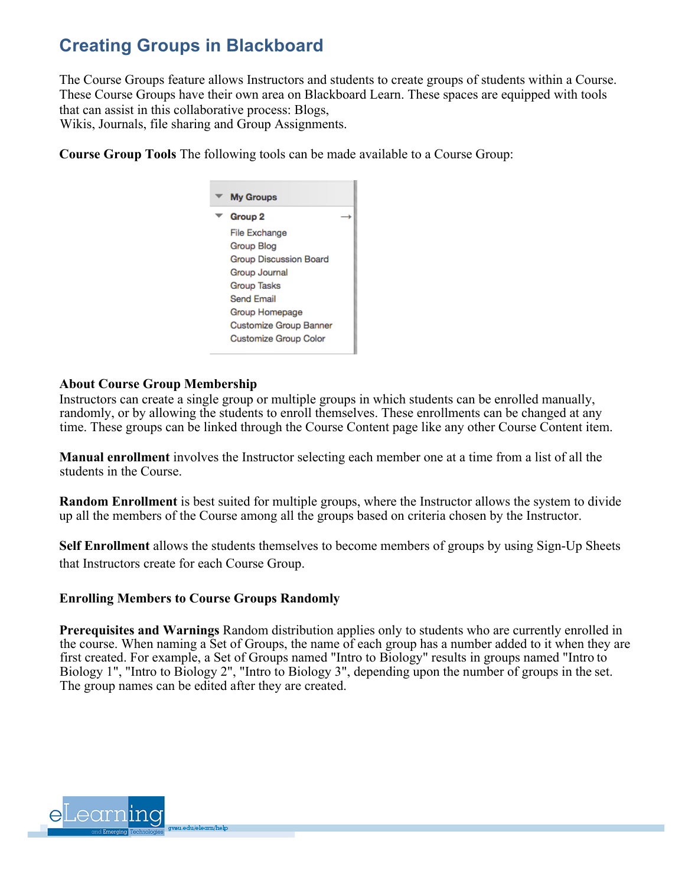# Creating Groups in Blackboard

The Course Groups feature allows Instructors and students to create groups of students within a Course. These Course Groups have their own area on Blackboard Learn. These spaces are equipped with tools that can assist in this collaborative process: Blogs, Wikis, Journals, file sharing and Group Assignments.

**Course Group Tools** The following tools can be made available to a Course Group:

- My Groups
  - Group 2
    - File Exchange
    - Group Blog
    - Group Discussion Board
    - Group Journal
    - Group Tasks
    - Send Email
    - Group Homepage
    - Customize Group Banner
    - Customize Group Color

**About Course Group Membership**
Instructors can create a single group or multiple groups in which students can be enrolled manually, randomly, or by allowing the students to enroll themselves. These enrollments can be changed at any time. These groups can be linked through the Course Content page like any other Course Content item.

**Manual enrollment** involves the Instructor selecting each member one at a time from a list of all the students in the Course.

**Random Enrollment** is best suited for multiple groups, where the Instructor allows the system to divide up all the members of the Course among all the groups based on criteria chosen by the Instructor.

**Self Enrollment** allows the students themselves to become members of groups by using Sign-Up Sheets that Instructors create for each Course Group.

**Enrolling Members to Course Groups Randomly**

**Prerequisites and Warnings** Random distribution applies only to students who are currently enrolled in the course. When naming a Set of Groups, the name of each group has a number added to it when they are first created. For example, a Set of Groups named "Intro to Biology" results in groups named "Intro to Biology 1", "Intro to Biology 2", "Intro to Biology 3", depending upon the number of groups in the set. The group names can be edited after they are created.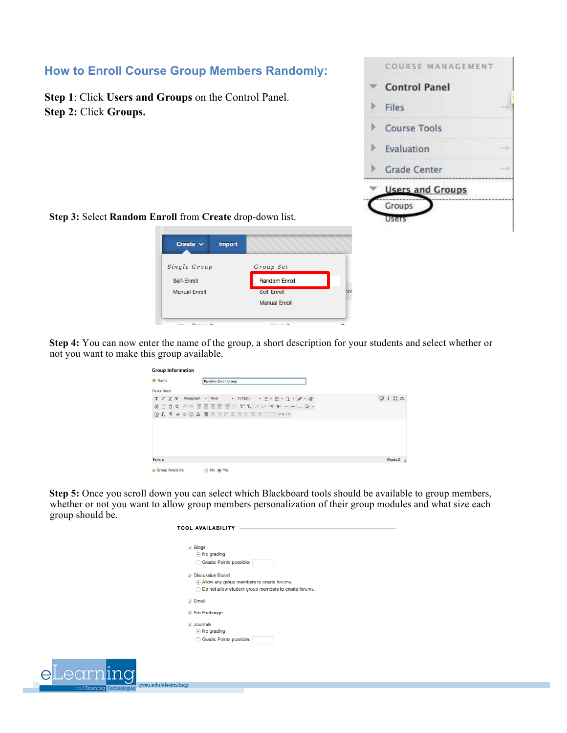## How to Enroll Course Group Members Randomly:

**Step 1**: Click **Users and Groups** on the Control Panel.
**Step 2:** Click **Groups.**

**Step 3:** Select **Random Enroll** from **Create** drop-down list.

**Step 4:** You can now enter the name of the group, a short description for your students and select whether or not you want to make this group available.

**Step 5:** Once you scroll down you can select which Blackboard tools should be available to group members, whether or not you want to allow group members personalization of their group modules and what size each group should be.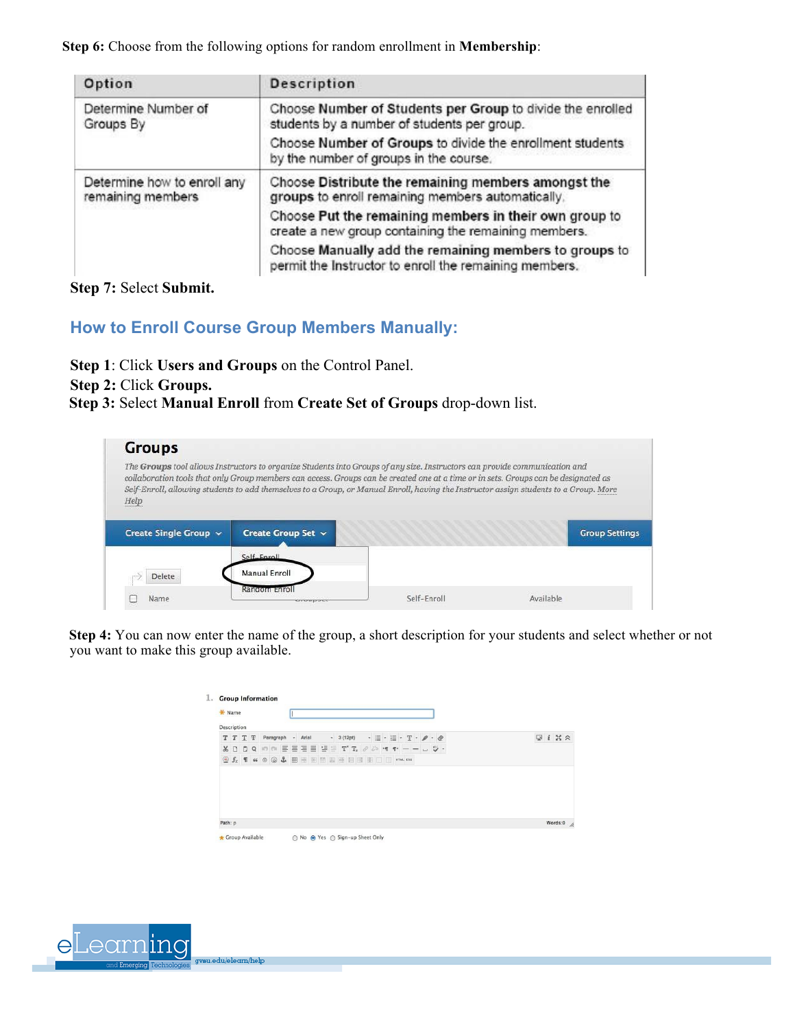**Step 6:** Choose from the following options for random enrollment in **Membership**:

| Option | Description |
|---|---|
| Determine Number of Groups By | Choose **Number of Students per Group** to divide the enrolled students by a number of students per group. Choose **Number of Groups** to divide the enrollment students by the number of groups in the course. |
| Determine how to enroll any remaining members | Choose **Distribute the remaining members amongst the groups** to enroll remaining members automatically. Choose **Put the remaining members in their own group** to create a new group containing the remaining members. Choose **Manually add the remaining members to groups** to permit the Instructor to enroll the remaining members. |

**Step 7:** Select **Submit.**

## How to Enroll Course Group Members Manually:

**Step 1**: Click **Users and Groups** on the Control Panel.
**Step 2:** Click **Groups.**
**Step 3:** Select **Manual Enroll** from **Create Set of Groups** drop-down list.

**Step 4:** You can now enter the name of the group, a short description for your students and select whether or not you want to make this group available.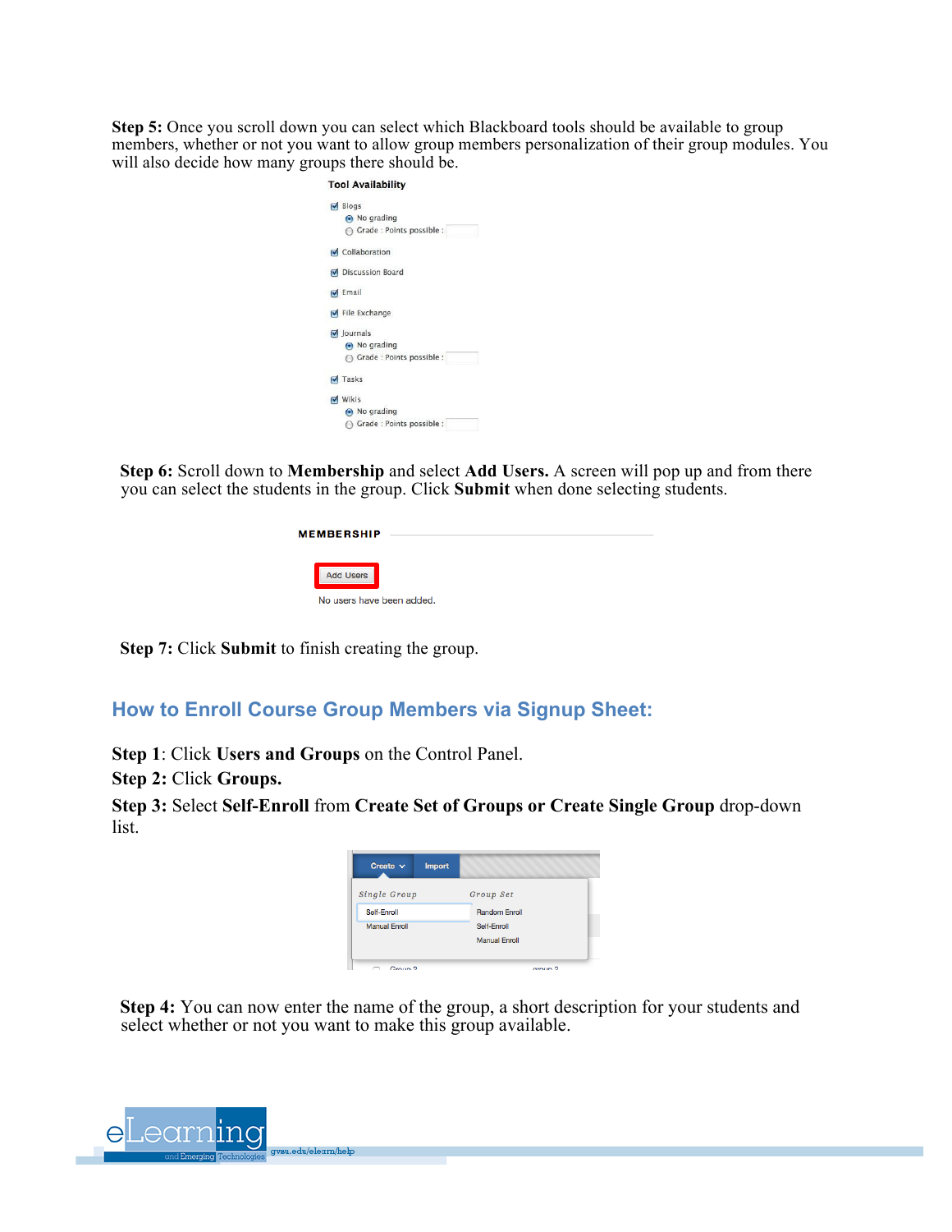**Step 5:** Once you scroll down you can select which Blackboard tools should be available to group members, whether or not you want to allow group members personalization of their group modules. You will also decide how many groups there should be.

**Step 6:** Scroll down to **Membership** and select **Add Users.** A screen will pop up and from there you can select the students in the group. Click **Submit** when done selecting students.

**Step 7:** Click **Submit** to finish creating the group.

## How to Enroll Course Group Members via Signup Sheet:

**Step 1**: Click **Users and Groups** on the Control Panel.

**Step 2:** Click **Groups.**

**Step 3:** Select **Self-Enroll** from **Create Set of Groups or Create Single Group** drop-down list.

**Step 4:** You can now enter the name of the group, a short description for your students and select whether or not you want to make this group available.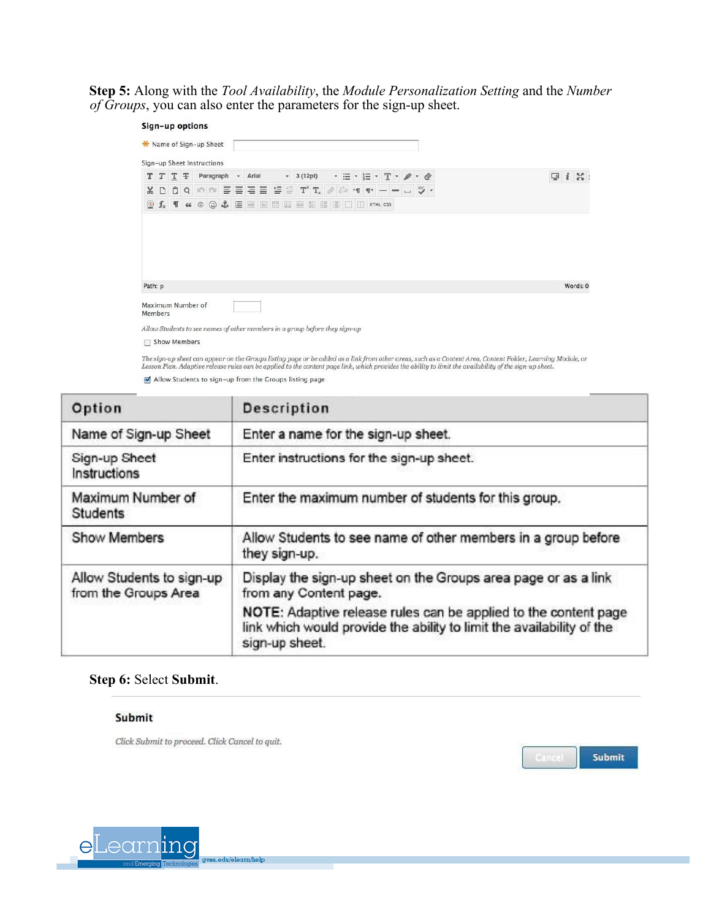**Step 5:** Along with the *Tool Availability*, the *Module Personalization Setting* and the *Number of Groups*, you can also enter the parameters for the sign-up sheet.

Sign-up options

Name of Sign-up Sheet

Sign-up Sheet Instructions

Path: p

Words:0

Maximum Number of Members

*Allow Students to see names of other members in a group before they sign-up*

Show Members

*The sign-up sheet can appear on the Groups listing page or be added as a link from other areas, such as a Content Area, Content Folder, Learning Module, or Lesson Plan. Adaptive release rules can be applied to the content page link, which provides the ability to limit the availability of the sign-up sheet.*

Allow Students to sign-up from the Groups listing page

| Option | Description |
|---|---|
| Name of Sign-up Sheet | Enter a name for the sign-up sheet. |
| Sign-up Sheet Instructions | Enter instructions for the sign-up sheet. |
| Maximum Number of Students | Enter the maximum number of students for this group. |
| Show Members | Allow Students to see name of other members in a group before they sign-up. |
| Allow Students to sign-up from the Groups Area | Display the sign-up sheet on the Groups area page or as a link from any Content page. **NOTE:** Adaptive release rules can be applied to the content page link which would provide the ability to limit the availability of the sign-up sheet. |

**Step 6:** Select **Submit**.

**Submit**

*Click Submit to proceed. Click Cancel to quit.*

Cancel Submit